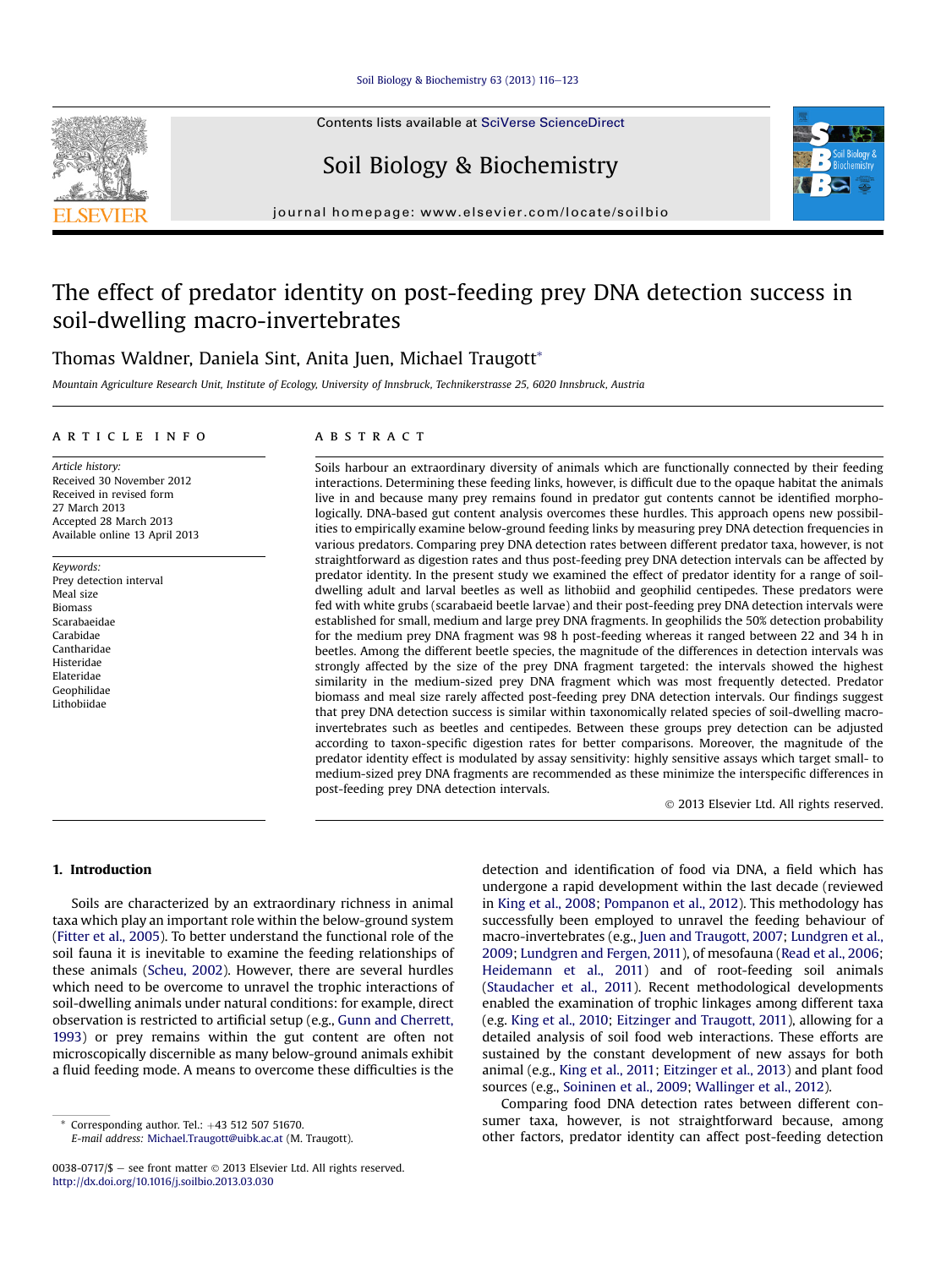# The effect of predator identity on post-feeding prey DNA detection success in soil-dwelling macro-invertebrates

Thomas Waldner, Daniela Sint, Anita Juen, Michael Traugott*

*Mountain Agriculture Research Unit, Institute of Ecology, University of Innsbruck, Technikerstrasse 25, 6020 Innsbruck, Austria*

## ARTICLE INFO

*Article history:*
Received 30 November 2012
Received in revised form
27 March 2013
Accepted 28 March 2013
Available online 13 April 2013

*Keywords:*
Prey detection interval
Meal size
Biomass
Scarabaeidae
Carabidae
Cantharidae
Histeridae
Elateridae
Geophilidae
Lithobiidae

## ABSTRACT

Soils harbour an extraordinary diversity of animals which are functionally connected by their feeding interactions. Determining these feeding links, however, is difficult due to the opaque habitat the animals live in and because many prey remains found in predator gut contents cannot be identified morphologically. DNA-based gut content analysis overcomes these hurdles. This approach opens new possibilities to empirically examine below-ground feeding links by measuring prey DNA detection frequencies in various predators. Comparing prey DNA detection rates between different predator taxa, however, is not straightforward as digestion rates and thus post-feeding prey DNA detection intervals can be affected by predator identity. In the present study we examined the effect of predator identity for a range of soil-dwelling adult and larval beetles as well as lithobiid and geophilid centipedes. These predators were fed with white grubs (scarabaeid beetle larvae) and their post-feeding prey DNA detection intervals were established for small, medium and large prey DNA fragments. In geophilids the 50% detection probability for the medium prey DNA fragment was 98 h post-feeding whereas it ranged between 22 and 34 h in beetles. Among the different beetle species, the magnitude of the differences in detection intervals was strongly affected by the size of the prey DNA fragment targeted: the intervals showed the highest similarity in the medium-sized prey DNA fragment which was most frequently detected. Predator biomass and meal size rarely affected post-feeding prey DNA detection intervals. Our findings suggest that prey DNA detection success is similar within taxonomically related species of soil-dwelling macro-invertebrates such as beetles and centipedes. Between these groups prey detection can be adjusted according to taxon-specific digestion rates for better comparisons. Moreover, the magnitude of the predator identity effect is modulated by assay sensitivity: highly sensitive assays which target small- to medium-sized prey DNA fragments are recommended as these minimize the interspecific differences in post-feeding prey DNA detection intervals.

© 2013 Elsevier Ltd. All rights reserved.

## 1. Introduction

Soils are characterized by an extraordinary richness in animal taxa which play an important role within the below-ground system (Fitter et al., 2005). To better understand the functional role of the soil fauna it is inevitable to examine the feeding relationships of these animals (Scheu, 2002). However, there are several hurdles which need to be overcome to unravel the trophic interactions of soil-dwelling animals under natural conditions: for example, direct observation is restricted to artificial setup (e.g., Gunn and Cherrett, 1993) or prey remains within the gut content are often not microscopically discernible as many below-ground animals exhibit a fluid feeding mode. A means to overcome these difficulties is the detection and identification of food via DNA, a field which has undergone a rapid development within the last decade (reviewed in King et al., 2008; Pompanon et al., 2012). This methodology has successfully been employed to unravel the feeding behaviour of macro-invertebrates (e.g., Juen and Traugott, 2007; Lundgren et al., 2009; Lundgren and Fergen, 2011), of mesofauna (Read et al., 2006; Heidemann et al., 2011) and of root-feeding soil animals (Staudacher et al., 2011). Recent methodological developments enabled the examination of trophic linkages among different taxa (e.g. King et al., 2010; Eitzinger and Traugott, 2011), allowing for a detailed analysis of soil food web interactions. These efforts are sustained by the constant development of new assays for both animal (e.g., King et al., 2011; Eitzinger et al., 2013) and plant food sources (e.g., Soininen et al., 2009; Wallinger et al., 2012).

Comparing food DNA detection rates between different consumer taxa, however, is not straightforward because, among other factors, predator identity can affect post-feeding detection

---

\* Corresponding author. Tel.: +43 512 507 51670.
E-mail address: Michael.Traugott@uibk.ac.at (M. Traugott).

0038-0717/$ – see front matter © 2013 Elsevier Ltd. All rights reserved.
http://dx.doi.org/10.1016/j.soilbio.2013.03.030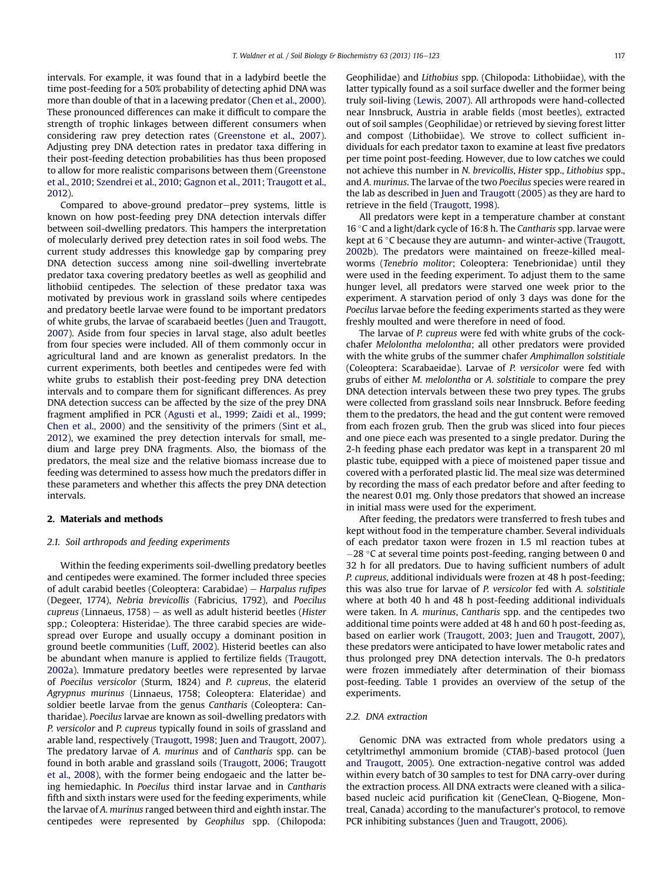intervals. For example, it was found that in a ladybird beetle the time post-feeding for a 50% probability of detecting aphid DNA was more than double of that in a lacewing predator (Chen et al., 2000). These pronounced differences can make it difficult to compare the strength of trophic linkages between different consumers when considering raw prey detection rates (Greenstone et al., 2007). Adjusting prey DNA detection rates in predator taxa differing in their post-feeding detection probabilities has thus been proposed to allow for more realistic comparisons between them (Greenstone et al., 2010; Szendrei et al., 2010; Gagnon et al., 2011; Traugott et al., 2012).

Compared to above-ground predator–prey systems, little is known on how post-feeding prey DNA detection intervals differ between soil-dwelling predators. This hampers the interpretation of molecularly derived prey detection rates in soil food webs. The current study addresses this knowledge gap by comparing prey DNA detection success among nine soil-dwelling invertebrate predator taxa covering predatory beetles as well as geophilid and lithobiid centipedes. The selection of these predator taxa was motivated by previous work in grassland soils where centipedes and predatory beetle larvae were found to be important predators of white grubs, the larvae of scarabaeid beetles (Juen and Traugott, 2007). Aside from four species in larval stage, also adult beetles from four species were included. All of them commonly occur in agricultural land and are known as generalist predators. In the current experiments, both beetles and centipedes were fed with white grubs to establish their post-feeding prey DNA detection intervals and to compare them for significant differences. As prey DNA detection success can be affected by the size of the prey DNA fragment amplified in PCR (Agusti et al., 1999; Zaidi et al., 1999; Chen et al., 2000) and the sensitivity of the primers (Sint et al., 2012), we examined the prey detection intervals for small, medium and large prey DNA fragments. Also, the biomass of the predators, the meal size and the relative biomass increase due to feeding was determined to assess how much the predators differ in these parameters and whether this affects the prey DNA detection intervals.

## 2. Materials and methods

### 2.1. Soil arthropods and feeding experiments

Within the feeding experiments soil-dwelling predatory beetles and centipedes were examined. The former included three species of adult carabid beetles (Coleoptera: Carabidae) – *Harpalus rufipes* (Degeer, 1774), *Nebria brevicollis* (Fabricius, 1792), and *Poecilus cupreus* (Linnaeus, 1758) – as well as adult histerid beetles (*Hister* spp.; Coleoptera: Histeridae). The three carabid species are widespread over Europe and usually occupy a dominant position in ground beetle communities (Luff, 2002). Histerid beetles can also be abundant when manure is applied to fertilize fields (Traugott, 2002a). Immature predatory beetles were represented by larvae of *Poecilus versicolor* (Sturm, 1824) and *P. cupreus*, the elaterid *Agrypnus murinus* (Linnaeus, 1758; Coleoptera: Elateridae) and soldier beetle larvae from the genus *Cantharis* (Coleoptera: Cantharidae). *Poecilus* larvae are known as soil-dwelling predators with *P. versicolor* and *P. cupreus* typically found in soils of grassland and arable land, respectively (Traugott, 1998; Juen and Traugott, 2007). The predatory larvae of *A. murinus* and of *Cantharis* spp. can be found in both arable and grassland soils (Traugott, 2006; Traugott et al., 2008), with the former being endogaeic and the latter being hemiedaphic. In *Poecilus* third instar larvae and in *Cantharis* fifth and sixth instars were used for the feeding experiments, while the larvae of *A. murinus* ranged between third and eighth instar. The centipedes were represented by *Geophilus* spp. (Chilopoda: Geophilidae) and *Lithobius* spp. (Chilopoda: Lithobiidae), with the latter typically found as a soil surface dweller and the former being truly soil-living (Lewis, 2007). All arthropods were hand-collected near Innsbruck, Austria in arable fields (most beetles), extracted out of soil samples (Geophilidae) or retrieved by sieving forest litter and compost (Lithobiidae). We strove to collect sufficient individuals for each predator taxon to examine at least five predators per time point post-feeding. However, due to low catches we could not achieve this number in *N. brevicollis*, *Hister* spp., *Lithobius* spp., and *A. murinus*. The larvae of the two *Poecilus* species were reared in the lab as described in Juen and Traugott (2005) as they are hard to retrieve in the field (Traugott, 1998).

All predators were kept in a temperature chamber at constant 16 °C and a light/dark cycle of 16:8 h. The *Cantharis* spp. larvae were kept at 6 °C because they are autumn- and winter-active (Traugott, 2002b). The predators were maintained on freeze-killed mealworms (*Tenebrio molitor*; Coleoptera: Tenebrionidae) until they were used in the feeding experiment. To adjust them to the same hunger level, all predators were starved one week prior to the experiment. A starvation period of only 3 days was done for the *Poecilus* larvae before the feeding experiments started as they were freshly moulted and were therefore in need of food.

The larvae of *P. cupreus* were fed with white grubs of the cockchafer *Melolontha melolontha*; all other predators were provided with the white grubs of the summer chafer *Amphimallon solstitiale* (Coleoptera: Scarabaeidae). Larvae of *P. versicolor* were fed with grubs of either *M. melolontha* or *A. solstitiale* to compare the prey DNA detection intervals between these two prey types. The grubs were collected from grassland soils near Innsbruck. Before feeding them to the predators, the head and the gut content were removed from each frozen grub. Then the grub was sliced into four pieces and one piece each was presented to a single predator. During the 2-h feeding phase each predator was kept in a transparent 20 ml plastic tube, equipped with a piece of moistened paper tissue and covered with a perforated plastic lid. The meal size was determined by recording the mass of each predator before and after feeding to the nearest 0.01 mg. Only those predators that showed an increase in initial mass were used for the experiment.

After feeding, the predators were transferred to fresh tubes and kept without food in the temperature chamber. Several individuals of each predator taxon were frozen in 1.5 ml reaction tubes at −28 °C at several time points post-feeding, ranging between 0 and 32 h for all predators. Due to having sufficient numbers of adult *P. cupreus*, additional individuals were frozen at 48 h post-feeding; this was also true for larvae of *P. versicolor* fed with *A. solstitiale* where at both 40 h and 48 h post-feeding additional individuals were taken. In *A. murinus*, *Cantharis* spp. and the centipedes two additional time points were added at 48 h and 60 h post-feeding as, based on earlier work (Traugott, 2003; Juen and Traugott, 2007), these predators were anticipated to have lower metabolic rates and thus prolonged prey DNA detection intervals. The 0-h predators were frozen immediately after determination of their biomass post-feeding. Table 1 provides an overview of the setup of the experiments.

### 2.2. DNA extraction

Genomic DNA was extracted from whole predators using a cetyltrimethyl ammonium bromide (CTAB)-based protocol (Juen and Traugott, 2005). One extraction-negative control was added within every batch of 30 samples to test for DNA carry-over during the extraction process. All DNA extracts were cleaned with a silica-based nucleic acid purification kit (GeneClean, Q-Biogene, Montreal, Canada) according to the manufacturer's protocol, to remove PCR inhibiting substances (Juen and Traugott, 2006).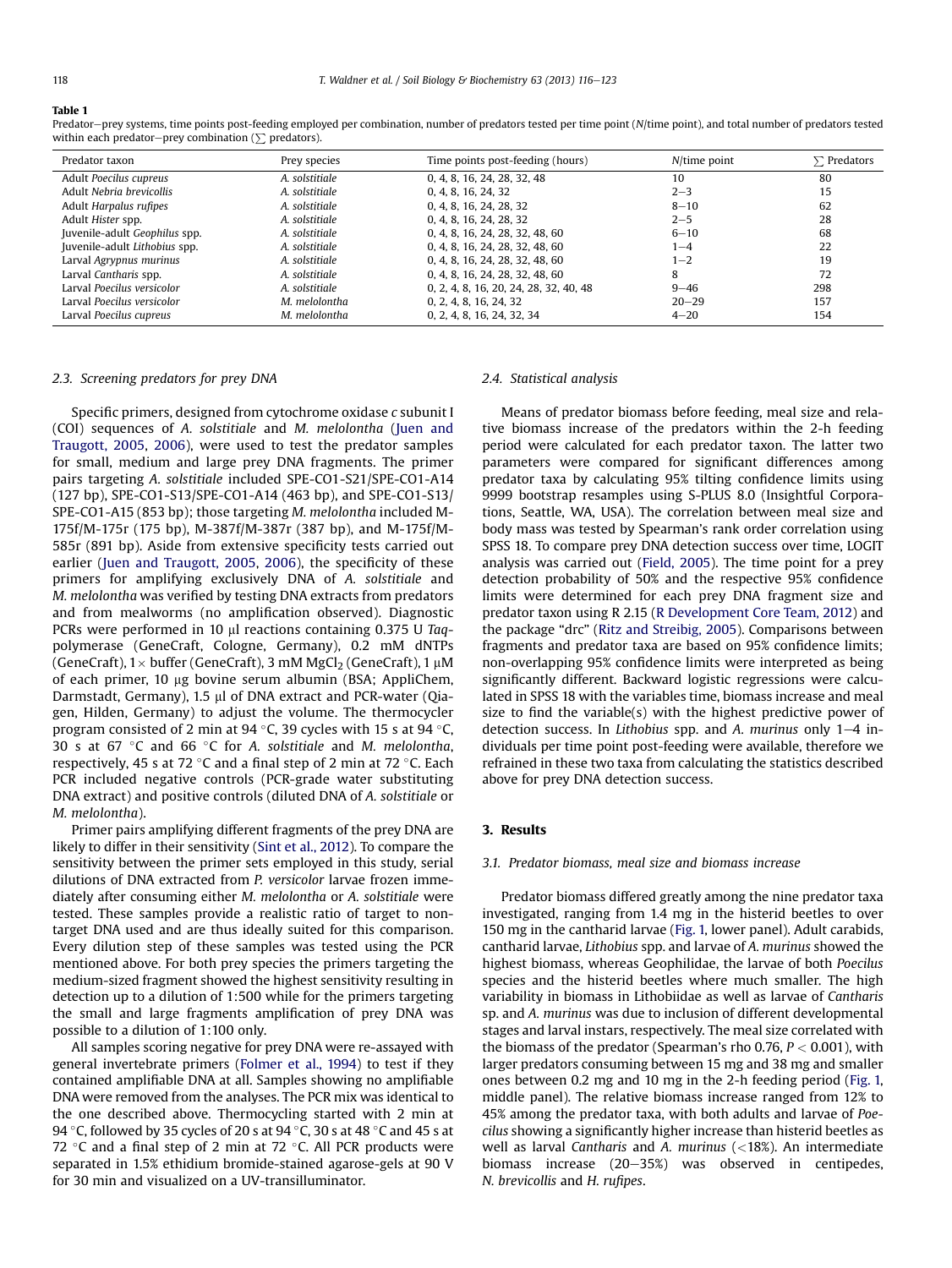**Table 1**
Predator–prey systems, time points post-feeding employed per combination, number of predators tested per time point (*N*/time point), and total number of predators tested within each predator–prey combination (∑ predators).

| Predator taxon | Prey species | Time points post-feeding (hours) | *N*/time point | ∑ Predators |
|---|---|---|---|---|
| Adult *Poecilus cupreus* | *A. solstitiale* | 0, 4, 8, 16, 24, 28, 32, 48 | 10 | 80 |
| Adult *Nebria brevicollis* | *A. solstitiale* | 0, 4, 8, 16, 24, 32 | 2–3 | 15 |
| Adult *Harpalus rufipes* | *A. solstitiale* | 0, 4, 8, 16, 24, 28, 32 | 8–10 | 62 |
| Adult *Hister* spp. | *A. solstitiale* | 0, 4, 8, 16, 24, 28, 32 | 2–5 | 28 |
| Juvenile-adult *Geophilus* spp. | *A. solstitiale* | 0, 4, 8, 16, 24, 28, 32, 48, 60 | 6–10 | 68 |
| Juvenile-adult *Lithobius* spp. | *A. solstitiale* | 0, 4, 8, 16, 24, 28, 32, 48, 60 | 1–4 | 22 |
| Larval *Agrypnus murinus* | *A. solstitiale* | 0, 4, 8, 16, 24, 28, 32, 48, 60 | 1–2 | 19 |
| Larval *Cantharis* spp. | *A. solstitiale* | 0, 4, 8, 16, 24, 28, 32, 48, 60 | 8 | 72 |
| Larval *Poecilus versicolor* | *A. solstitiale* | 0, 2, 4, 8, 16, 20, 24, 28, 32, 40, 48 | 9–46 | 298 |
| Larval *Poecilus versicolor* | *M. melolontha* | 0, 2, 4, 8, 16, 24, 32 | 20–29 | 157 |
| Larval *Poecilus cupreus* | *M. melolontha* | 0, 2, 4, 8, 16, 24, 32, 34 | 4–20 | 154 |

### 2.3. Screening predators for prey DNA

Specific primers, designed from cytochrome oxidase *c* subunit I (COI) sequences of *A. solstitiale* and *M. melolontha* (Juen and Traugott, 2005, 2006), were used to test the predator samples for small, medium and large prey DNA fragments. The primer pairs targeting *A. solstitiale* included SPE-CO1-S21/SPE-CO1-A14 (127 bp), SPE-CO1-S13/SPE-CO1-A14 (463 bp), and SPE-CO1-S13/SPE-CO1-A15 (853 bp); those targeting *M. melolontha* included M-175f/M-175r (175 bp), M-387f/M-387r (387 bp), and M-175f/M-585r (891 bp). Aside from extensive specificity tests carried out earlier (Juen and Traugott, 2005, 2006), the specificity of these primers for amplifying exclusively DNA of *A. solstitiale* and *M. melolontha* was verified by testing DNA extracts from predators and from mealworms (no amplification observed). Diagnostic PCRs were performed in 10 μl reactions containing 0.375 U *Taq*-polymerase (GeneCraft, Cologne, Germany), 0.2 mM dNTPs (GeneCraft), 1× buffer (GeneCraft), 3 mM $MgCl_2$ (GeneCraft), 1 μM of each primer, 10 μg bovine serum albumin (BSA; AppliChem, Darmstadt, Germany), 1.5 μl of DNA extract and PCR-water (Qiagen, Hilden, Germany) to adjust the volume. The thermocycler program consisted of 2 min at 94 °C, 39 cycles with 15 s at 94 °C, 30 s at 67 °C and 66 °C for *A. solstitiale* and *M. melolontha*, respectively, 45 s at 72 °C and a final step of 2 min at 72 °C. Each PCR included negative controls (PCR-grade water substituting DNA extract) and positive controls (diluted DNA of *A. solstitiale* or *M. melolontha*).

Primer pairs amplifying different fragments of the prey DNA are likely to differ in their sensitivity (Sint et al., 2012). To compare the sensitivity between the primer sets employed in this study, serial dilutions of DNA extracted from *P. versicolor* larvae frozen immediately after consuming either *M. melolontha* or *A. solstitiale* were tested. These samples provide a realistic ratio of target to non-target DNA used and are thus ideally suited for this comparison. Every dilution step of these samples was tested using the PCR mentioned above. For both prey species the primers targeting the medium-sized fragment showed the highest sensitivity resulting in detection up to a dilution of 1:500 while for the primers targeting the small and large fragments amplification of prey DNA was possible to a dilution of 1:100 only.

All samples scoring negative for prey DNA were re-assayed with general invertebrate primers (Folmer et al., 1994) to test if they contained amplifiable DNA at all. Samples showing no amplifiable DNA were removed from the analyses. The PCR mix was identical to the one described above. Thermocycling started with 2 min at 94 °C, followed by 35 cycles of 20 s at 94 °C, 30 s at 48 °C and 45 s at 72 °C and a final step of 2 min at 72 °C. All PCR products were separated in 1.5% ethidium bromide-stained agarose-gels at 90 V for 30 min and visualized on a UV-transilluminator.

### 2.4. Statistical analysis

Means of predator biomass before feeding, meal size and relative biomass increase of the predators within the 2-h feeding period were calculated for each predator taxon. The latter two parameters were compared for significant differences among predator taxa by calculating 95% tilting confidence limits using 9999 bootstrap resamples using S-PLUS 8.0 (Insightful Corporations, Seattle, WA, USA). The correlation between meal size and body mass was tested by Spearman's rank order correlation using SPSS 18. To compare prey DNA detection success over time, LOGIT analysis was carried out (Field, 2005). The time point for a prey detection probability of 50% and the respective 95% confidence limits were determined for each prey DNA fragment size and predator taxon using R 2.15 (R Development Core Team, 2012) and the package "drc" (Ritz and Streibig, 2005). Comparisons between fragments and predator taxa are based on 95% confidence limits; non-overlapping 95% confidence limits were interpreted as being significantly different. Backward logistic regressions were calculated in SPSS 18 with the variables time, biomass increase and meal size to find the variable(s) with the highest predictive power of detection success. In *Lithobius* spp. and *A. murinus* only 1–4 individuals per time point post-feeding were available, therefore we refrained in these two taxa from calculating the statistics described above for prey DNA detection success.

## 3. Results

### 3.1. Predator biomass, meal size and biomass increase

Predator biomass differed greatly among the nine predator taxa investigated, ranging from 1.4 mg in the histerid beetles to over 150 mg in the cantharid larvae (Fig. 1, lower panel). Adult carabids, cantharid larvae, *Lithobius* spp. and larvae of *A. murinus* showed the highest biomass, whereas Geophilidae, the larvae of both *Poecilus* species and the histerid beetles where much smaller. The high variability in biomass in Lithobiidae as well as larvae of *Cantharis* sp. and *A. murinus* was due to inclusion of different developmental stages and larval instars, respectively. The meal size correlated with the biomass of the predator (Spearman's rho 0.76, $P < 0.001$), with larger predators consuming between 15 mg and 38 mg and smaller ones between 0.2 mg and 10 mg in the 2-h feeding period (Fig. 1, middle panel). The relative biomass increase ranged from 12% to 45% among the predator taxa, with both adults and larvae of *Poecilus* showing a significantly higher increase than histerid beetles as well as larval *Cantharis* and *A. murinus* (<18%). An intermediate biomass increase (20–35%) was observed in centipedes, *N. brevicollis* and *H. rufipes*.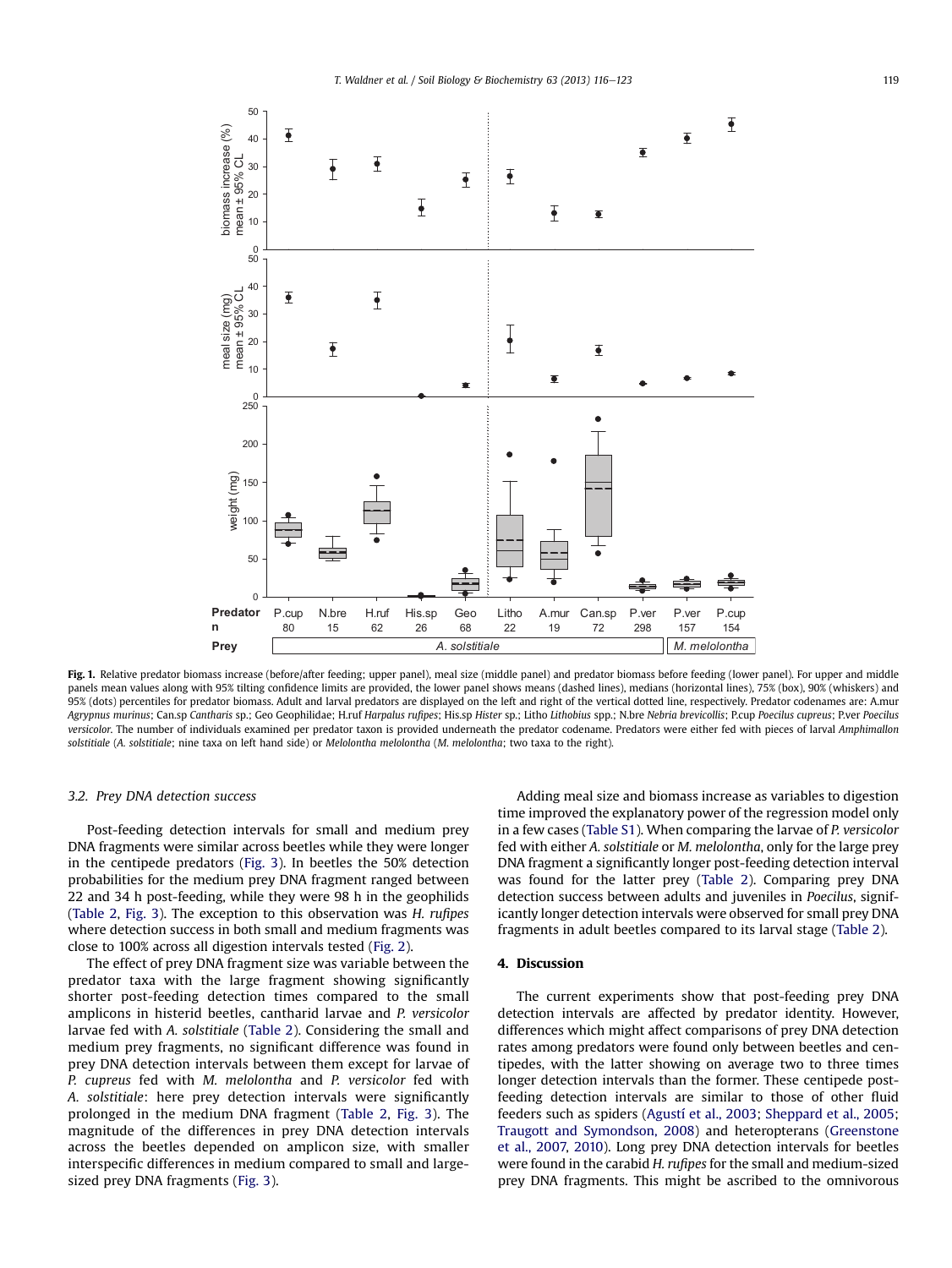**Fig. 1.** Relative predator biomass increase (before/after feeding; upper panel), meal size (middle panel) and predator biomass before feeding (lower panel). For upper and middle panels mean values along with 95% tilting confidence limits are provided, the lower panel shows means (dashed lines), medians (horizontal lines), 75% (box), 90% (whiskers) and 95% (dots) percentiles for predator biomass. Adult and larval predators are displayed on the left and right of the vertical dotted line, respectively. Predator codenames are: A.mur *Agrypnus murinus*; Can.sp *Cantharis* sp.; Geo Geophilidae; H.ruf *Harpalus rufipes*; His.sp *Hister* sp.; Litho *Lithobius* spp.; N.bre *Nebria brevicollis*; P.cup *Poecilus cupreus*; P.ver *Poecilus versicolor*. The number of individuals examined per predator taxon is provided underneath the predator codename. Predators were either fed with pieces of larval *Amphimallon solstitiale* (*A. solstitiale*; nine taxa on left hand side) or *Melolontha melolontha* (*M. melolontha*; two taxa to the right).

### 3.2. Prey DNA detection success

Post-feeding detection intervals for small and medium prey DNA fragments were similar across beetles while they were longer in the centipede predators (Fig. 3). In beetles the 50% detection probabilities for the medium prey DNA fragment ranged between 22 and 34 h post-feeding, while they were 98 h in the geophilids (Table 2, Fig. 3). The exception to this observation was *H. rufipes* where detection success in both small and medium fragments was close to 100% across all digestion intervals tested (Fig. 2).

The effect of prey DNA fragment size was variable between the predator taxa with the large fragment showing significantly shorter post-feeding detection times compared to the small amplicons in histerid beetles, cantharid larvae and *P. versicolor* larvae fed with *A. solstitiale* (Table 2). Considering the small and medium prey fragments, no significant difference was found in prey DNA detection intervals between them except for larvae of *P. cupreus* fed with *M. melolontha* and *P. versicolor* fed with *A. solstitiale*: here prey detection intervals were significantly prolonged in the medium DNA fragment (Table 2, Fig. 3). The magnitude of the differences in prey DNA detection intervals across the beetles depended on amplicon size, with smaller interspecific differences in medium compared to small and large-sized prey DNA fragments (Fig. 3).

Adding meal size and biomass increase as variables to digestion time improved the explanatory power of the regression model only in a few cases (Table S1). When comparing the larvae of *P. versicolor* fed with either *A. solstitiale* or *M. melolontha*, only for the large prey DNA fragment a significantly longer post-feeding detection interval was found for the latter prey (Table 2). Comparing prey DNA detection success between adults and juveniles in *Poecilus*, significantly longer detection intervals were observed for small prey DNA fragments in adult beetles compared to its larval stage (Table 2).

## 4. Discussion

The current experiments show that post-feeding prey DNA detection intervals are affected by predator identity. However, differences which might affect comparisons of prey DNA detection rates among predators were found only between beetles and centipedes, with the latter showing on average two to three times longer detection intervals than the former. These centipede post-feeding detection intervals are similar to those of other fluid feeders such as spiders (Agustí et al., 2003; Sheppard et al., 2005; Traugott and Symondson, 2008) and heteropterans (Greenstone et al., 2007, 2010). Long prey DNA detection intervals for beetles were found in the carabid *H. rufipes* for the small and medium-sized prey DNA fragments. This might be ascribed to the omnivorous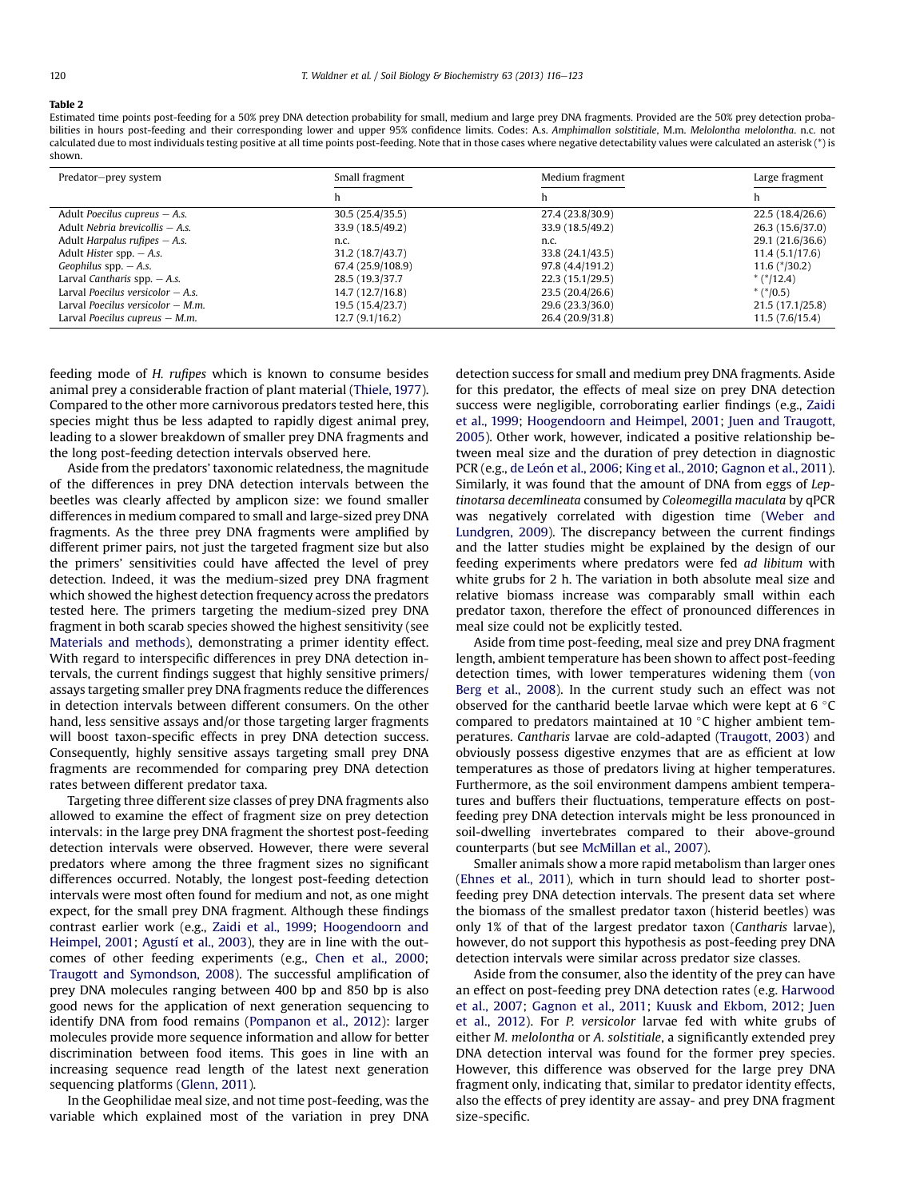**Table 2**

Estimated time points post-feeding for a 50% prey DNA detection probability for small, medium and large prey DNA fragments. Provided are the 50% prey detection probabilities in hours post-feeding and their corresponding lower and upper 95% confidence limits. Codes: A.s. *Amphimallon solstitiale*, M.m. *Melolontha melolontha*. n.c. not calculated due to most individuals testing positive at all time points post-feeding. Note that in those cases where negative detectability values were calculated an asterisk (*) is shown.

| Predator–prey system | Small fragment | Medium fragment | Large fragment |
|---|---|---|---|
| | h | h | h |
| Adult *Poecilus cupreus* – *A.s.* | 30.5 (25.4/35.5) | 27.4 (23.8/30.9) | 22.5 (18.4/26.6) |
| Adult *Nebria brevicollis* – *A.s.* | 33.9 (18.5/49.2) | 33.9 (18.5/49.2) | 26.3 (15.6/37.0) |
| Adult *Harpalus rufipes* – *A.s.* | n.c. | n.c. | 29.1 (21.6/36.6) |
| Adult *Hister* spp. – *A.s.* | 31.2 (18.7/43.7) | 33.8 (24.1/43.5) | 11.4 (5.1/17.6) |
| *Geophilus* spp. – *A.s.* | 67.4 (25.9/108.9) | 97.8 (4.4/191.2) | 11.6 (*/30.2) |
| Larval *Cantharis* spp. – *A.s.* | 28.5 (19.3/37.7 | 22.3 (15.1/29.5) | * (*/12.4) |
| Larval *Poecilus versicolor* – *A.s.* | 14.7 (12.7/16.8) | 23.5 (20.4/26.6) | * (*/0.5) |
| Larval *Poecilus versicolor* – *M.m.* | 19.5 (15.4/23.7) | 29.6 (23.3/36.0) | 21.5 (17.1/25.8) |
| Larval *Poecilus cupreus* – *M.m.* | 12.7 (9.1/16.2) | 26.4 (20.9/31.8) | 11.5 (7.6/15.4) |

feeding mode of *H. rufipes* which is known to consume besides animal prey a considerable fraction of plant material (Thiele, 1977). Compared to the other more carnivorous predators tested here, this species might thus be less adapted to rapidly digest animal prey, leading to a slower breakdown of smaller prey DNA fragments and the long post-feeding detection intervals observed here.

Aside from the predators' taxonomic relatedness, the magnitude of the differences in prey DNA detection intervals between the beetles was clearly affected by amplicon size: we found smaller differences in medium compared to small and large-sized prey DNA fragments. As the three prey DNA fragments were amplified by different primer pairs, not just the targeted fragment size but also the primers' sensitivities could have affected the level of prey detection. Indeed, it was the medium-sized prey DNA fragment which showed the highest detection frequency across the predators tested here. The primers targeting the medium-sized prey DNA fragment in both scarab species showed the highest sensitivity (see Materials and methods), demonstrating a primer identity effect. With regard to interspecific differences in prey DNA detection intervals, the current findings suggest that highly sensitive primers/assays targeting smaller prey DNA fragments reduce the differences in detection intervals between different consumers. On the other hand, less sensitive assays and/or those targeting larger fragments will boost taxon-specific effects in prey DNA detection success. Consequently, highly sensitive assays targeting small prey DNA fragments are recommended for comparing prey DNA detection rates between different predator taxa.

Targeting three different size classes of prey DNA fragments also allowed to examine the effect of fragment size on prey detection intervals: in the large prey DNA fragment the shortest post-feeding detection intervals were observed. However, there were several predators where among the three fragment sizes no significant differences occurred. Notably, the longest post-feeding detection intervals were most often found for medium and not, as one might expect, for the small prey DNA fragment. Although these findings contrast earlier work (e.g., Zaidi et al., 1999; Hoogendoorn and Heimpel, 2001; Agustí et al., 2003), they are in line with the outcomes of other feeding experiments (e.g., Chen et al., 2000; Traugott and Symondson, 2008). The successful amplification of prey DNA molecules ranging between 400 bp and 850 bp is also good news for the application of next generation sequencing to identify DNA from food remains (Pompanon et al., 2012): larger molecules provide more sequence information and allow for better discrimination between food items. This goes in line with an increasing sequence read length of the latest next generation sequencing platforms (Glenn, 2011).

In the Geophilidae meal size, and not time post-feeding, was the variable which explained most of the variation in prey DNA detection success for small and medium prey DNA fragments. Aside for this predator, the effects of meal size on prey DNA detection success were negligible, corroborating earlier findings (e.g., Zaidi et al., 1999; Hoogendoorn and Heimpel, 2001; Juen and Traugott, 2005). Other work, however, indicated a positive relationship between meal size and the duration of prey detection in diagnostic PCR (e.g., de León et al., 2006; King et al., 2010; Gagnon et al., 2011). Similarly, it was found that the amount of DNA from eggs of *Leptinotarsa decemlineata* consumed by *Coleomegilla maculata* by qPCR was negatively correlated with digestion time (Weber and Lundgren, 2009). The discrepancy between the current findings and the latter studies might be explained by the design of our feeding experiments where predators were fed *ad libitum* with white grubs for 2 h. The variation in both absolute meal size and relative biomass increase was comparably small within each predator taxon, therefore the effect of pronounced differences in meal size could not be explicitly tested.

Aside from time post-feeding, meal size and prey DNA fragment length, ambient temperature has been shown to affect post-feeding detection times, with lower temperatures widening them (von Berg et al., 2008). In the current study such an effect was not observed for the cantharid beetle larvae which were kept at 6 °C compared to predators maintained at 10 °C higher ambient temperatures. *Cantharis* larvae are cold-adapted (Traugott, 2003) and obviously possess digestive enzymes that are as efficient at low temperatures as those of predators living at higher temperatures. Furthermore, as the soil environment dampens ambient temperatures and buffers their fluctuations, temperature effects on post-feeding prey DNA detection intervals might be less pronounced in soil-dwelling invertebrates compared to their above-ground counterparts (but see McMillan et al., 2007).

Smaller animals show a more rapid metabolism than larger ones (Ehnes et al., 2011), which in turn should lead to shorter post-feeding prey DNA detection intervals. The present data set where the biomass of the smallest predator taxon (histerid beetles) was only 1% of that of the largest predator taxon (*Cantharis* larvae), however, do not support this hypothesis as post-feeding prey DNA detection intervals were similar across predator size classes.

Aside from the consumer, also the identity of the prey can have an effect on post-feeding prey DNA detection rates (e.g. Harwood et al., 2007; Gagnon et al., 2011; Kuusk and Ekbom, 2012; Juen et al., 2012). For *P. versicolor* larvae fed with white grubs of either *M. melolontha* or *A. solstitiale*, a significantly extended prey DNA detection interval was found for the former prey species. However, this difference was observed for the large prey DNA fragment only, indicating that, similar to predator identity effects, also the effects of prey identity are assay- and prey DNA fragment size-specific.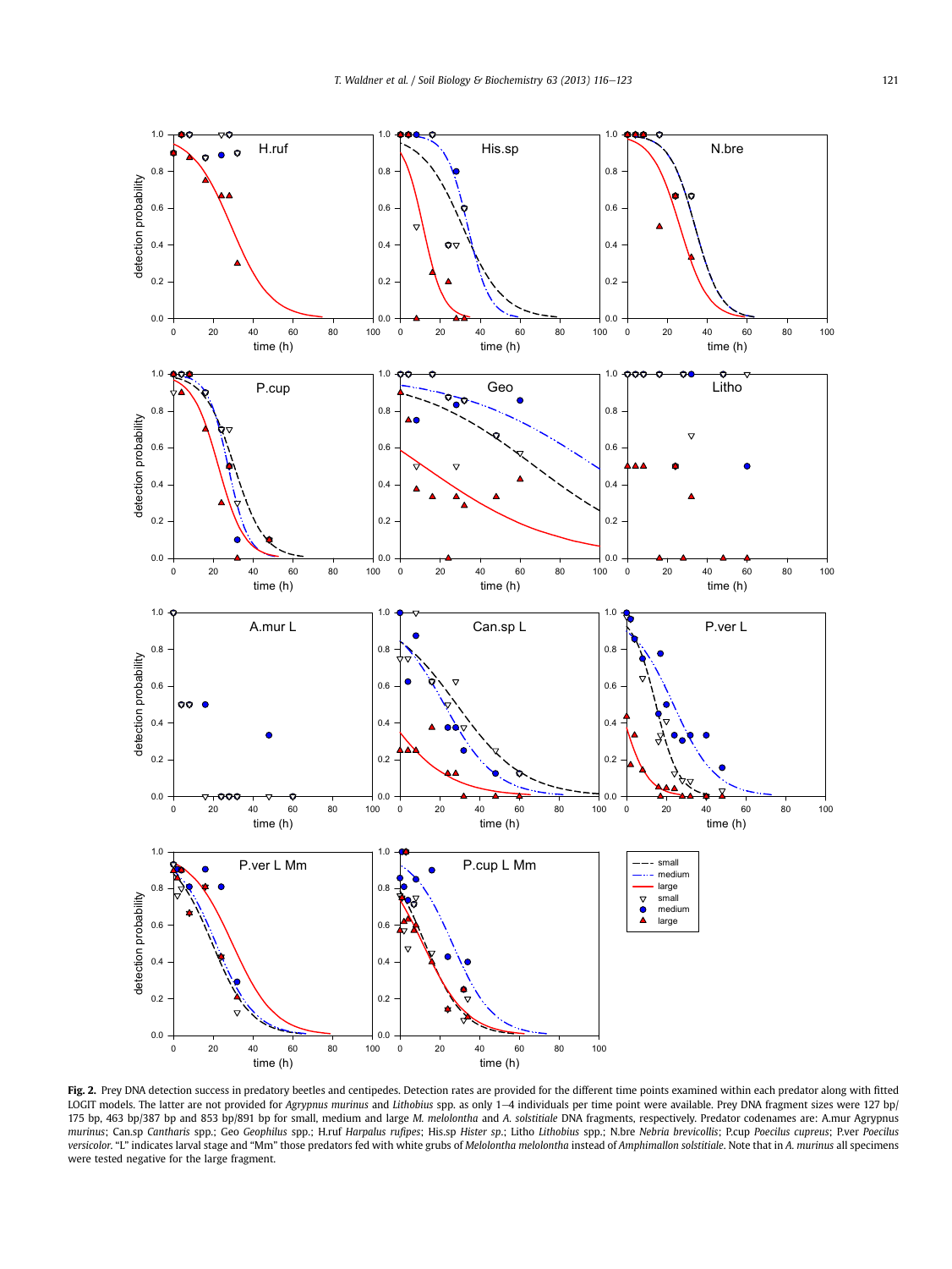**Fig. 2.** Prey DNA detection success in predatory beetles and centipedes. Detection rates are provided for the different time points examined within each predator along with fitted LOGIT models. The latter are not provided for *Agrypnus murinus* and *Lithobius* spp. as only 1–4 individuals per time point were available. Prey DNA fragment sizes were 127 bp/175 bp, 463 bp/387 bp and 853 bp/891 bp for small, medium and large *M. melolontha* and *A. solstitiale* DNA fragments, respectively. Predator codenames are: A.mur *Agrypnus murinus*; Can.sp *Cantharis* spp.; Geo *Geophilus* spp.; H.ruf *Harpalus rufipes*; His.sp *Hister sp.*; Litho *Lithobius* spp.; N.bre *Nebria brevicollis*; P.cup *Poecilus cupreus*; P.ver *Poecilus versicolor*. "L" indicates larval stage and "Mm" those predators fed with white grubs of *Melolontha melolontha* instead of *Amphimallon solstitiale*. Note that in *A. murinus* all specimens were tested negative for the large fragment.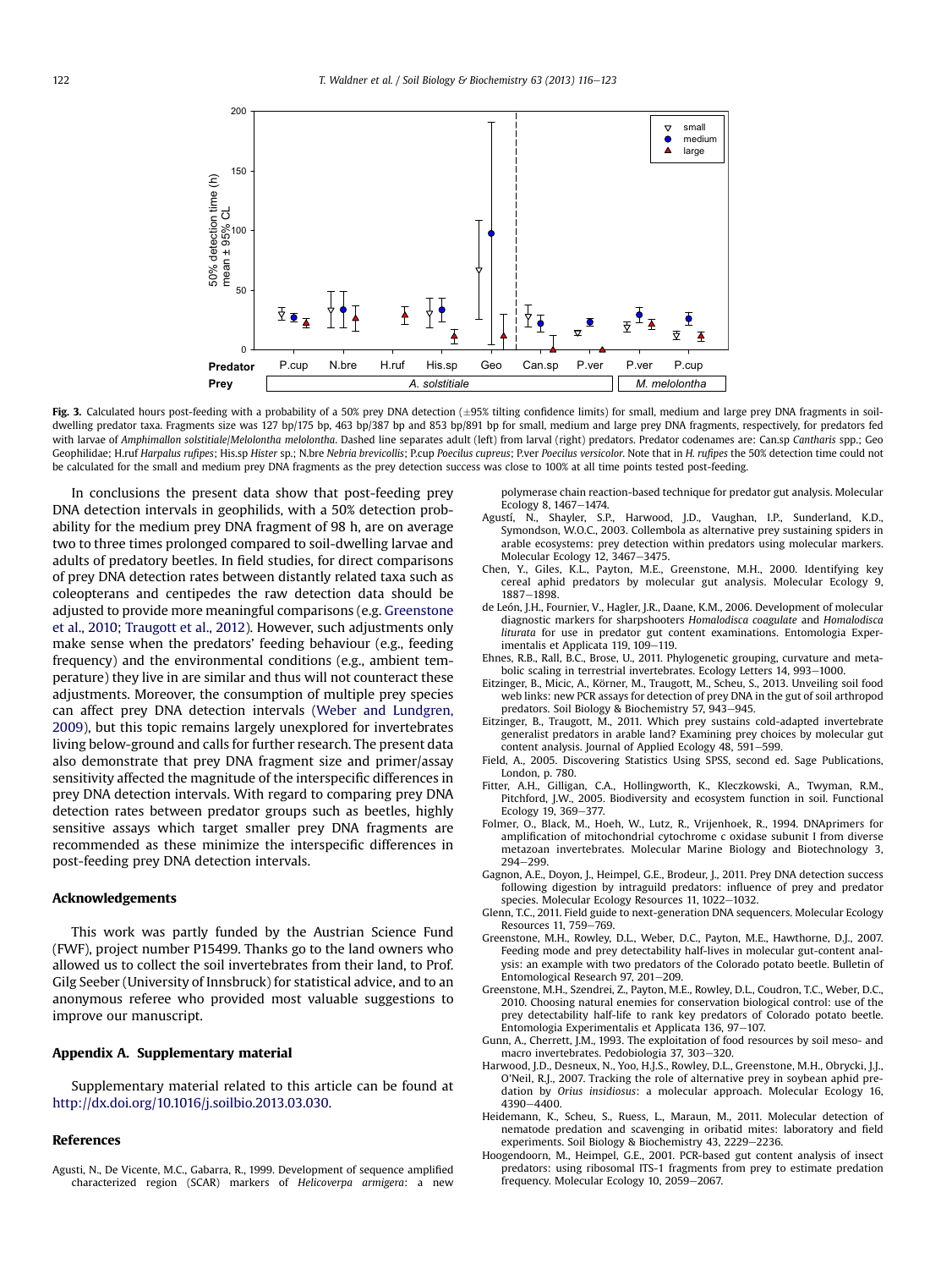**Fig. 3.** Calculated hours post-feeding with a probability of a 50% prey DNA detection (±95% tilting confidence limits) for small, medium and large prey DNA fragments in soil-dwelling predator taxa. Fragments size was 127 bp/175 bp, 463 bp/387 bp and 853 bp/891 bp for small, medium and large prey DNA fragments, respectively, for predators fed with larvae of *Amphimallon solstitiale*/*Melolontha melolontha*. Dashed line separates adult (left) from larval (right) predators. Predator codenames are: Can.sp *Cantharis* spp.; Geo Geophilidae; H.ruf *Harpalus rufipes*; His.sp *Hister* sp.; N.bre *Nebria brevicollis*; P.cup *Poecilus cupreus*; P.ver *Poecilus versicolor*. Note that in *H. rufipes* the 50% detection time could not be calculated for the small and medium prey DNA fragments as the prey detection success was close to 100% at all time points tested post-feeding.

In conclusions the present data show that post-feeding prey DNA detection intervals in geophilids, with a 50% detection probability for the medium prey DNA fragment of 98 h, are on average two to three times prolonged compared to soil-dwelling larvae and adults of predatory beetles. In field studies, for direct comparisons of prey DNA detection rates between distantly related taxa such as coleopterans and centipedes the raw detection data should be adjusted to provide more meaningful comparisons (e.g. Greenstone et al., 2010; Traugott et al., 2012). However, such adjustments only make sense when the predators' feeding behaviour (e.g., feeding frequency) and the environmental conditions (e.g., ambient temperature) they live in are similar and thus will not counteract these adjustments. Moreover, the consumption of multiple prey species can affect prey DNA detection intervals (Weber and Lundgren, 2009), but this topic remains largely unexplored for invertebrates living below-ground and calls for further research. The present data also demonstrate that prey DNA fragment size and primer/assay sensitivity affected the magnitude of the interspecific differences in prey DNA detection intervals. With regard to comparing prey DNA detection rates between predator groups such as beetles, highly sensitive assays which target smaller prey DNA fragments are recommended as these minimize the interspecific differences in post-feeding prey DNA detection intervals.

## Acknowledgements

This work was partly funded by the Austrian Science Fund (FWF), project number P15499. Thanks go to the land owners who allowed us to collect the soil invertebrates from their land, to Prof. Gilg Seeber (University of Innsbruck) for statistical advice, and to an anonymous referee who provided most valuable suggestions to improve our manuscript.

## Appendix A. Supplementary material

Supplementary material related to this article can be found at http://dx.doi.org/10.1016/j.soilbio.2013.03.030.

## References

Agusti, N., De Vicente, M.C., Gabarra, R., 1999. Development of sequence amplified characterized region (SCAR) markers of *Helicoverpa armigera*: a new polymerase chain reaction-based technique for predator gut analysis. Molecular Ecology 8, 1467–1474.

Agustí, N., Shayler, S.P., Harwood, J.D., Vaughan, I.P., Sunderland, K.D., Symondson, W.O.C., 2003. Collembola as alternative prey sustaining spiders in arable ecosystems: prey detection within predators using molecular markers. Molecular Ecology 12, 3467–3475.

Chen, Y., Giles, K.L., Payton, M.E., Greenstone, M.H., 2000. Identifying key cereal aphid predators by molecular gut analysis. Molecular Ecology 9, 1887–1898.

de León, J.H., Fournier, V., Hagler, J.R., Daane, K.M., 2006. Development of molecular diagnostic markers for sharpshooters *Homalodisca coagulate* and *Homalodisca liturata* for use in predator gut content examinations. Entomologia Experimentalis et Applicata 119, 109–119.

Ehnes, R.B., Rall, B.C., Brose, U., 2011. Phylogenetic grouping, curvature and metabolic scaling in terrestrial invertebrates. Ecology Letters 14, 993–1000.

Eitzinger, B., Micic, A., Körner, M., Traugott, M., Scheu, S., 2013. Unveiling soil food web links: new PCR assays for detection of prey DNA in the gut of soil arthropod predators. Soil Biology & Biochemistry 57, 943–945.

Eitzinger, B., Traugott, M., 2011. Which prey sustains cold-adapted invertebrate generalist predators in arable land? Examining prey choices by molecular gut content analysis. Journal of Applied Ecology 48, 591–599.

Field, A., 2005. Discovering Statistics Using SPSS, second ed. Sage Publications, London, p. 780.

Fitter, A.H., Gilligan, C.A., Hollingworth, K., Kleczkowski, A., Twyman, R.M., Pitchford, J.W., 2005. Biodiversity and ecosystem function in soil. Functional Ecology 19, 369–377.

Folmer, O., Black, M., Hoeh, W., Lutz, R., Vrijenhoek, R., 1994. DNAprimers for amplification of mitochondrial cytochrome c oxidase subunit I from diverse metazoan invertebrates. Molecular Marine Biology and Biotechnology 3, 294–299.

Gagnon, A.E., Doyon, J., Heimpel, G.E., Brodeur, J., 2011. Prey DNA detection success following digestion by intraguild predators: influence of prey and predator species. Molecular Ecology Resources 11, 1022–1032.

Glenn, T.C., 2011. Field guide to next-generation DNA sequencers. Molecular Ecology Resources 11, 759–769.

Greenstone, M.H., Rowley, D.L., Weber, D.C., Payton, M.E., Hawthorne, D.J., 2007. Feeding mode and prey detectability half-lives in molecular gut-content analysis: an example with two predators of the Colorado potato beetle. Bulletin of Entomological Research 97, 201–209.

Greenstone, M.H., Szendrei, Z., Payton, M.E., Rowley, D.L., Coudron, T.C., Weber, D.C., 2010. Choosing natural enemies for conservation biological control: use of the prey detectability half-life to rank key predators of Colorado potato beetle. Entomologia Experimentalis et Applicata 136, 97–107.

Gunn, A., Cherrett, J.M., 1993. The exploitation of food resources by soil meso- and macro invertebrates. Pedobiologia 37, 303–320.

Harwood, J.D., Desneux, N., Yoo, H.J.S., Rowley, D.L., Greenstone, M.H., Obrycki, J.J., O'Neil, R.J., 2007. Tracking the role of alternative prey in soybean aphid predation by *Orius insidiosus*: a molecular approach. Molecular Ecology 16, 4390–4400.

Heidemann, K., Scheu, S., Ruess, L., Maraun, M., 2011. Molecular detection of nematode predation and scavenging in oribatid mites: laboratory and field experiments. Soil Biology & Biochemistry 43, 2229–2236.

Hoogendoorn, M., Heimpel, G.E., 2001. PCR-based gut content analysis of insect predators: using ribosomal ITS-1 fragments from prey to estimate predation frequency. Molecular Ecology 10, 2059–2067.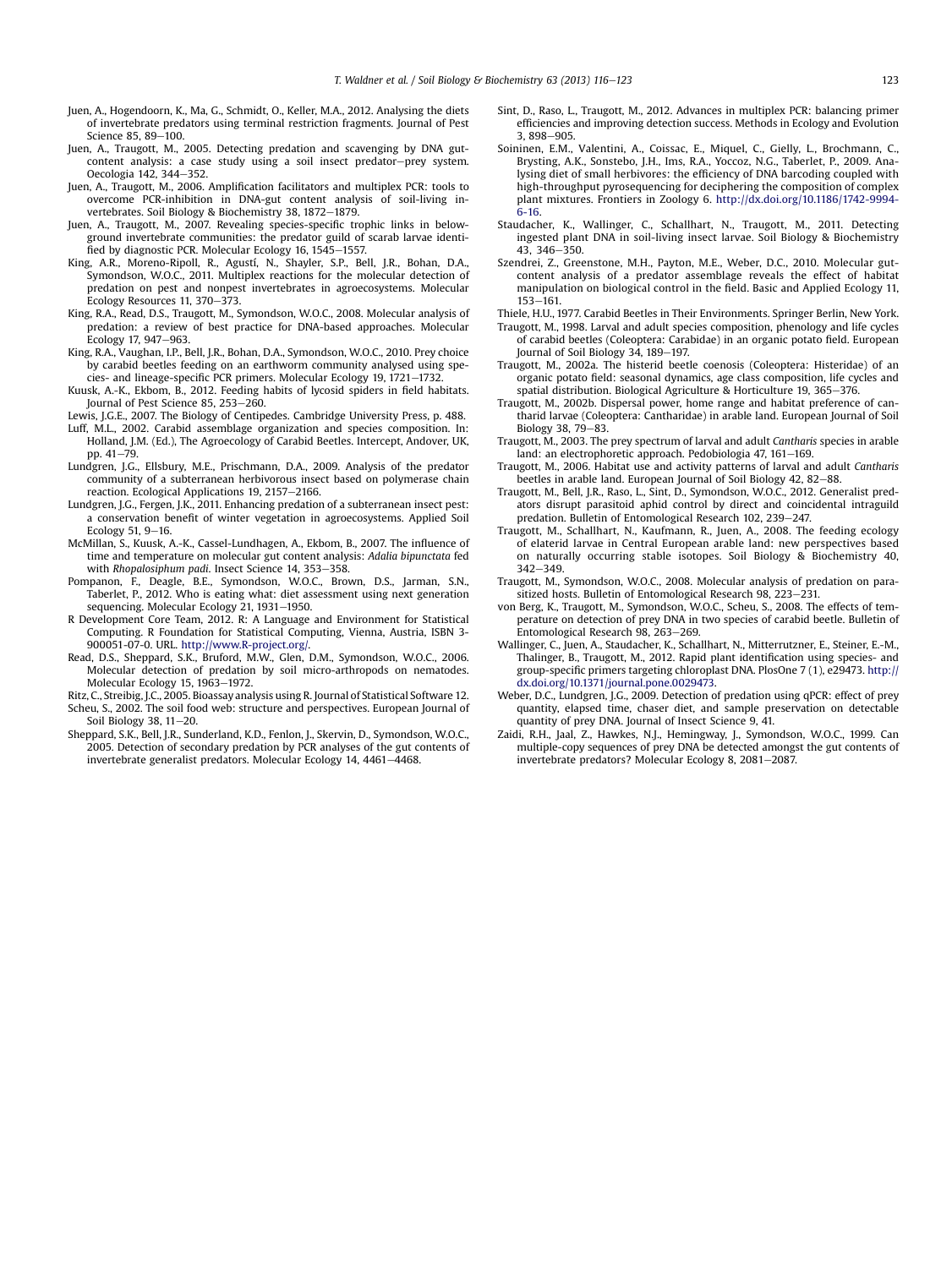Juen, A., Hogendoorn, K., Ma, G., Schmidt, O., Keller, M.A., 2012. Analysing the diets of invertebrate predators using terminal restriction fragments. Journal of Pest Science 85, 89–100.

Juen, A., Traugott, M., 2005. Detecting predation and scavenging by DNA gut-content analysis: a case study using a soil insect predator–prey system. Oecologia 142, 344–352.

Juen, A., Traugott, M., 2006. Amplification facilitators and multiplex PCR: tools to overcome PCR-inhibition in DNA-gut content analysis of soil-living invertebrates. Soil Biology & Biochemistry 38, 1872–1879.

Juen, A., Traugott, M., 2007. Revealing species-specific trophic links in below-ground invertebrate communities: the predator guild of scarab larvae identified by diagnostic PCR. Molecular Ecology 16, 1545–1557.

King, A.R., Moreno-Ripoll, R., Agustí, N., Shayler, S.P., Bell, J.R., Bohan, D.A., Symondson, W.O.C., 2011. Multiplex reactions for the molecular detection of predation on pest and nonpest invertebrates in agroecosystems. Molecular Ecology Resources 11, 370–373.

King, R.A., Read, D.S., Traugott, M., Symondson, W.O.C., 2008. Molecular analysis of predation: a review of best practice for DNA-based approaches. Molecular Ecology 17, 947–963.

King, R.A., Vaughan, I.P., Bell, J.R., Bohan, D.A., Symondson, W.O.C., 2010. Prey choice by carabid beetles feeding on an earthworm community analysed using species- and lineage-specific PCR primers. Molecular Ecology 19, 1721–1732.

Kuusk, A.-K., Ekbom, B., 2012. Feeding habits of lycosid spiders in field habitats. Journal of Pest Science 85, 253–260.

Lewis, J.G.E., 2007. The Biology of Centipedes. Cambridge University Press, p. 488.

Luff, M.L., 2002. Carabid assemblage organization and species composition. In: Holland, J.M. (Ed.), The Agroecology of Carabid Beetles. Intercept, Andover, UK, pp. 41–79.

Lundgren, J.G., Ellsbury, M.E., Prischmann, D.A., 2009. Analysis of the predator community of a subterranean herbivorous insect based on polymerase chain reaction. Ecological Applications 19, 2157–2166.

Lundgren, J.G., Fergen, J.K., 2011. Enhancing predation of a subterranean insect pest: a conservation benefit of winter vegetation in agroecosystems. Applied Soil Ecology 51, 9–16.

McMillan, S., Kuusk, A.-K., Cassel-Lundhagen, A., Ekbom, B., 2007. The influence of time and temperature on molecular gut content analysis: *Adalia bipunctata* fed with *Rhopalosiphum padi*. Insect Science 14, 353–358.

Pompanon, F., Deagle, B.E., Symondson, W.O.C., Brown, D.S., Jarman, S.N., Taberlet, P., 2012. Who is eating what: diet assessment using next generation sequencing. Molecular Ecology 21, 1931–1950.

R Development Core Team, 2012. R: A Language and Environment for Statistical Computing. R Foundation for Statistical Computing, Vienna, Austria, ISBN 3-900051-07-0. URL. http://www.R-project.org/.

Read, D.S., Sheppard, S.K., Bruford, M.W., Glen, D.M., Symondson, W.O.C., 2006. Molecular detection of predation by soil micro-arthropods on nematodes. Molecular Ecology 15, 1963–1972.

Ritz, C., Streibig, J.C., 2005. Bioassay analysis using R. Journal of Statistical Software 12.

Scheu, S., 2002. The soil food web: structure and perspectives. European Journal of Soil Biology 38, 11–20.

Sheppard, S.K., Bell, J.R., Sunderland, K.D., Fenlon, J., Skervin, D., Symondson, W.O.C., 2005. Detection of secondary predation by PCR analyses of the gut contents of invertebrate generalist predators. Molecular Ecology 14, 4461–4468.

Sint, D., Raso, L., Traugott, M., 2012. Advances in multiplex PCR: balancing primer efficiencies and improving detection success. Methods in Ecology and Evolution 3, 898–905.

Soininen, E.M., Valentini, A., Coissac, E., Miquel, C., Gielly, L., Brochmann, C., Brysting, A.K., Sonstebo, J.H., Ims, R.A., Yoccoz, N.G., Taberlet, P., 2009. Analysing diet of small herbivores: the efficiency of DNA barcoding coupled with high-throughput pyrosequencing for deciphering the composition of complex plant mixtures. Frontiers in Zoology 6. http://dx.doi.org/10.1186/1742-9994-6-16.

Staudacher, K., Wallinger, C., Schallhart, N., Traugott, M., 2011. Detecting ingested plant DNA in soil-living insect larvae. Soil Biology & Biochemistry 43, 346–350.

Szendrei, Z., Greenstone, M.H., Payton, M.E., Weber, D.C., 2010. Molecular gut-content analysis of a predator assemblage reveals the effect of habitat manipulation on biological control in the field. Basic and Applied Ecology 11, 153–161.

Thiele, H.U., 1977. Carabid Beetles in Their Environments. Springer Berlin, New York.

Traugott, M., 1998. Larval and adult species composition, phenology and life cycles of carabid beetles (Coleoptera: Carabidae) in an organic potato field. European Journal of Soil Biology 34, 189–197.

Traugott, M., 2002a. The histerid beetle coenosis (Coleoptera: Histeridae) of an organic potato field: seasonal dynamics, age class composition, life cycles and spatial distribution. Biological Agriculture & Horticulture 19, 365–376.

Traugott, M., 2002b. Dispersal power, home range and habitat preference of cantharid larvae (Coleoptera: Cantharidae) in arable land. European Journal of Soil Biology 38, 79–83.

Traugott, M., 2003. The prey spectrum of larval and adult *Cantharis* species in arable land: an electrophoretic approach. Pedobiologia 47, 161–169.

Traugott, M., 2006. Habitat use and activity patterns of larval and adult *Cantharis* beetles in arable land. European Journal of Soil Biology 42, 82–88.

Traugott, M., Bell, J.R., Raso, L., Sint, D., Symondson, W.O.C., 2012. Generalist predators disrupt parasitoid aphid control by direct and coincidental intraguild predation. Bulletin of Entomological Research 102, 239–247.

Traugott, M., Schallhart, N., Kaufmann, R., Juen, A., 2008. The feeding ecology of elaterid larvae in Central European arable land: new perspectives based on naturally occurring stable isotopes. Soil Biology & Biochemistry 40, 342–349.

Traugott, M., Symondson, W.O.C., 2008. Molecular analysis of predation on parasitized hosts. Bulletin of Entomological Research 98, 223–231.

von Berg, K., Traugott, M., Symondson, W.O.C., Scheu, S., 2008. The effects of temperature on detection of prey DNA in two species of carabid beetle. Bulletin of Entomological Research 98, 263–269.

Wallinger, C., Juen, A., Staudacher, K., Schallhart, N., Mitterrutzner, E., Steiner, E.-M., Thalinger, B., Traugott, M., 2012. Rapid plant identification using species- and group-specific primers targeting chloroplast DNA. PlosOne 7 (1), e29473. http://dx.doi.org/10.1371/journal.pone.0029473.

Weber, D.C., Lundgren, J.G., 2009. Detection of predation using qPCR: effect of prey quantity, elapsed time, chaser diet, and sample preservation on detectable quantity of prey DNA. Journal of Insect Science 9, 41.

Zaidi, R.H., Jaal, Z., Hawkes, N.J., Hemingway, J., Symondson, W.O.C., 1999. Can multiple-copy sequences of prey DNA be detected amongst the gut contents of invertebrate predators? Molecular Ecology 8, 2081–2087.